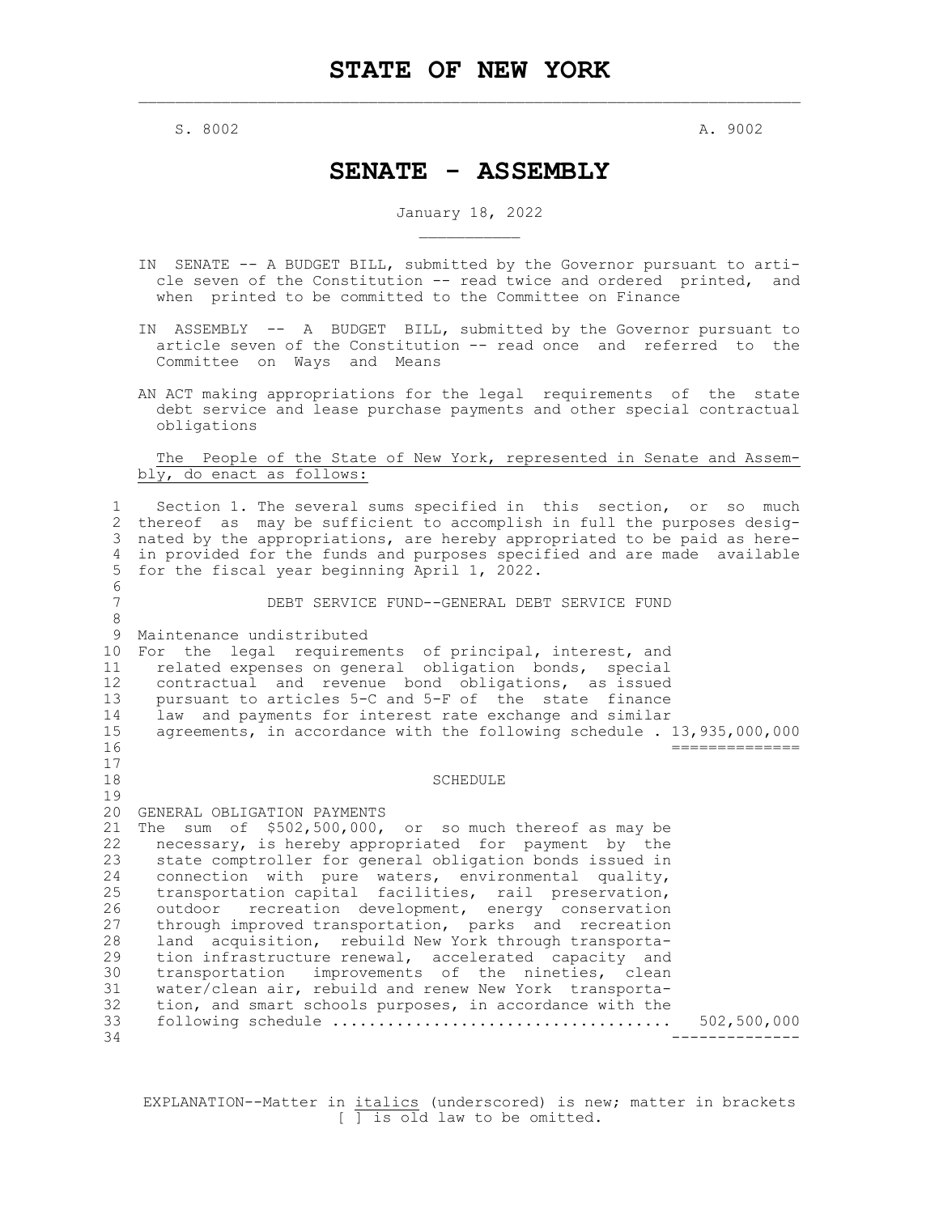# STATE OF NEW YORK

S. 8002 A. 9002

## SENATE - ASSEMBLY

January 18, 2022

IN SENATE -- A BUDGET BILL, submitted by the Governor pursuant to article seven of the Constitution -- read twice and ordered printed, and when printed to be committed to the Committee on Finance

IN ASSEMBLY -- A BUDGET BILL, submitted by the Governor pursuant to article seven of the Constitution -- read once and referred to the Committee on Ways and Means

AN ACT making appropriations for the legal requirements of the state debt service and lease purchase payments and other special contractual obligations

The People of the State of New York, represented in Senate and Assembly, do enact as follows:

Section 1. The several sums specified in this section, or so much thereof as may be sufficient to accomplish in full the purposes designated by the appropriations, are hereby appropriated to be paid as herein provided for the funds and purposes specified and are made available for the fiscal year beginning April 1, 2022.

DEBT SERVICE FUND--GENERAL DEBT SERVICE FUND

Maintenance undistributed

For the legal requirements of principal, interest, and related expenses on general obligation bonds, special contractual and revenue bond obligations, as issued pursuant to articles 5-C and 5-F of the state finance law and payments for interest rate exchange and similar agreements, in accordance with the following schedule . 13,935,000,000

==============

SCHEDULE

GENERAL OBLIGATION PAYMENTS

The sum of $502,500,000, or so much thereof as may be necessary, is hereby appropriated for payment by the state comptroller for general obligation bonds issued in connection with pure waters, environmental quality, transportation capital facilities, rail preservation, outdoor recreation development, energy conservation through improved transportation, parks and recreation land acquisition, rebuild New York through transportation infrastructure renewal, accelerated capacity and transportation improvements of the nineties, clean water/clean air, rebuild and renew New York transportation, and smart schools purposes, in accordance with the following schedule .................................... 502,500,000

--------------

EXPLANATION--Matter in *italics* (underscored) is new; matter in brackets [ ] is old law to be omitted.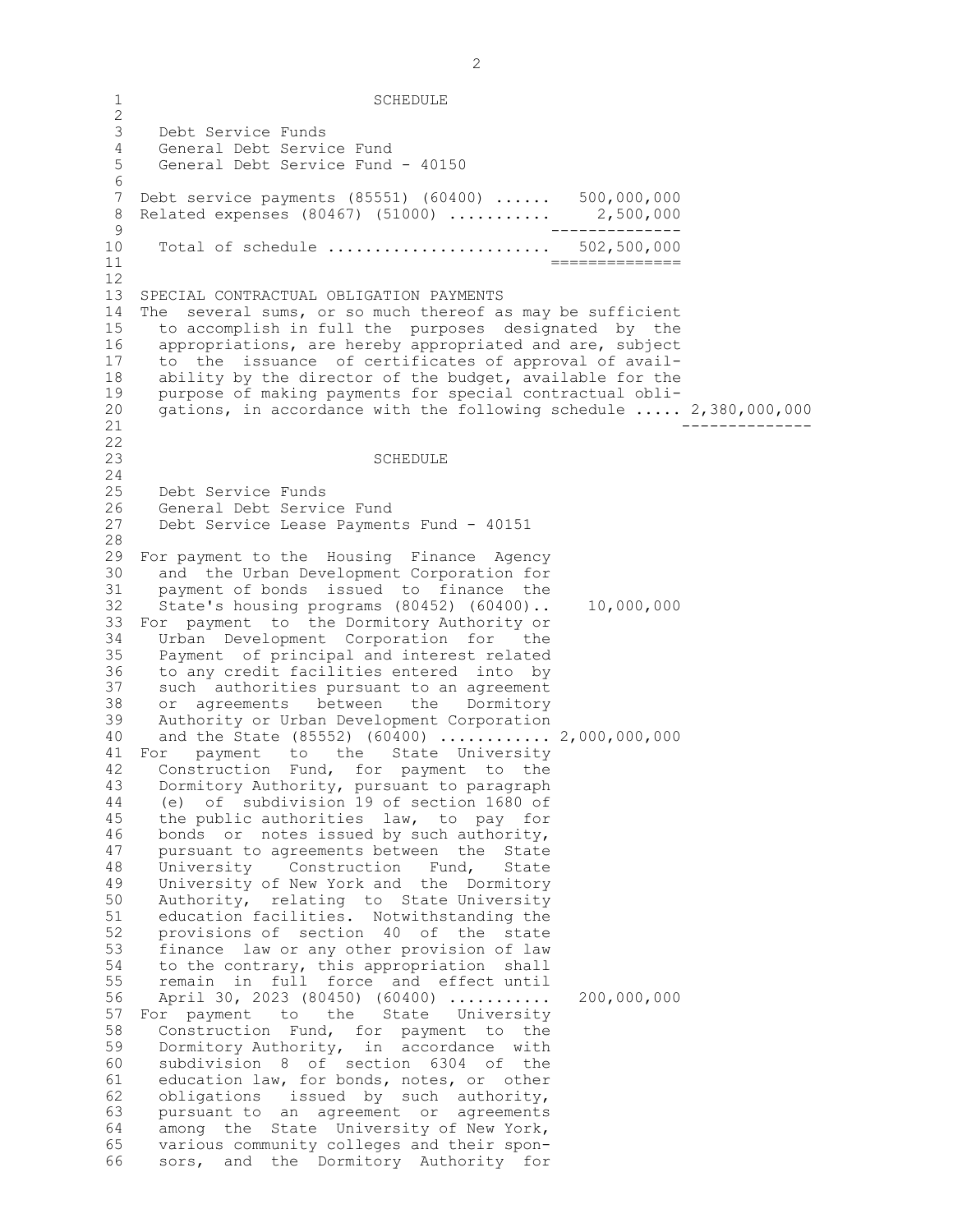SCHEDULE

Debt Service Funds
General Debt Service Fund
General Debt Service Fund - 40150

| | |
|---|---|
| Debt service payments (85551) (60400) ...... | 500,000,000 |
| Related expenses (80467) (51000) ........... | 2,500,000 |
| Total of schedule ........................ | 502,500,000 |

SPECIAL CONTRACTUAL OBLIGATION PAYMENTS

The several sums, or so much thereof as may be sufficient to accomplish in full the purposes designated by the appropriations, are hereby appropriated and are, subject to the issuance of certificates of approval of availability by the director of the budget, available for the purpose of making payments for special contractual obligations, in accordance with the following schedule ..... 2,380,000,000

SCHEDULE

Debt Service Funds
General Debt Service Fund
Debt Service Lease Payments Fund - 40151

For payment to the Housing Finance Agency and the Urban Development Corporation for payment of bonds issued to finance the State's housing programs (80452) (60400).. 10,000,000

For payment to the Dormitory Authority or Urban Development Corporation for the Payment of principal and interest related to any credit facilities entered into by such authorities pursuant to an agreement or agreements between the Dormitory Authority or Urban Development Corporation and the State (85552) (60400) ........... 2,000,000,000

For payment to the State University Construction Fund, for payment to the Dormitory Authority, pursuant to paragraph (e) of subdivision 19 of section 1680 of the public authorities law, to pay for bonds or notes issued by such authority, pursuant to agreements between the State University Construction Fund, State University of New York and the Dormitory Authority, relating to State University education facilities. Notwithstanding the provisions of section 40 of the state finance law or any other provision of law to the contrary, this appropriation shall remain in full force and effect until April 30, 2023 (80450) (60400) .......... 200,000,000

For payment to the State University Construction Fund, for payment to the Dormitory Authority, in accordance with subdivision 8 of section 6304 of the education law, for bonds, notes, or other obligations issued by such authority, pursuant to an agreement or agreements among the State University of New York, various community colleges and their sponsors, and the Dormitory Authority for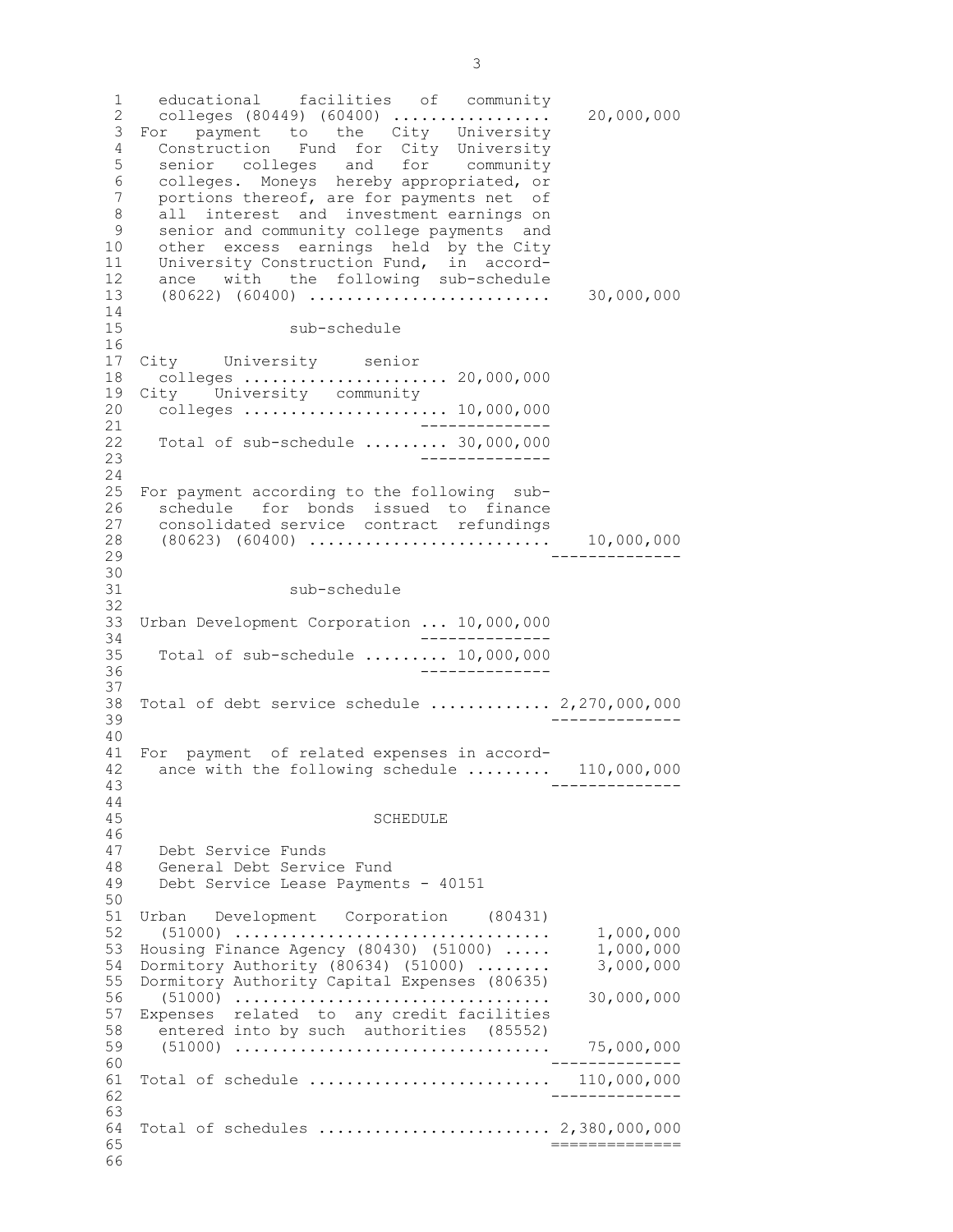educational facilities of community colleges (80449) (60400) ................ 20,000,000

For payment to the City University Construction Fund for City University senior colleges and for community colleges. Moneys hereby appropriated, or portions thereof, are for payments net of all interest and investment earnings on senior and community college payments and other excess earnings held by the City University Construction Fund, in accordance with the following sub-schedule (80622) (60400) .......................... 30,000,000

sub-schedule

| | |
|---|---|
| City University senior colleges ...................... | 20,000,000 |
| City University community colleges ...................... | 10,000,000 |
| Total of sub-schedule ......... | 30,000,000 |

For payment according to the following sub-schedule for bonds issued to finance consolidated service contract refundings (80623) (60400) .......................... 10,000,000

sub-schedule

| | |
|---|---|
| Urban Development Corporation ... | 10,000,000 |
| Total of sub-schedule ......... | 10,000,000 |

Total of debt service schedule ............. 2,270,000,000

For payment of related expenses in accordance with the following schedule ......... 110,000,000

SCHEDULE

Debt Service Funds
General Debt Service Fund
Debt Service Lease Payments - 40151

| | |
|---|---|
| Urban Development Corporation (80431) (51000) ................................ | 1,000,000 |
| Housing Finance Agency (80430) (51000) ..... | 1,000,000 |
| Dormitory Authority (80634) (51000) ........ | 3,000,000 |
| Dormitory Authority Capital Expenses (80635) (51000) ................................ | 30,000,000 |
| Expenses related to any credit facilities entered into by such authorities (85552) (51000) ................................ | 75,000,000 |
| Total of schedule .......................... | 110,000,000 |

Total of schedules ......................... 2,380,000,000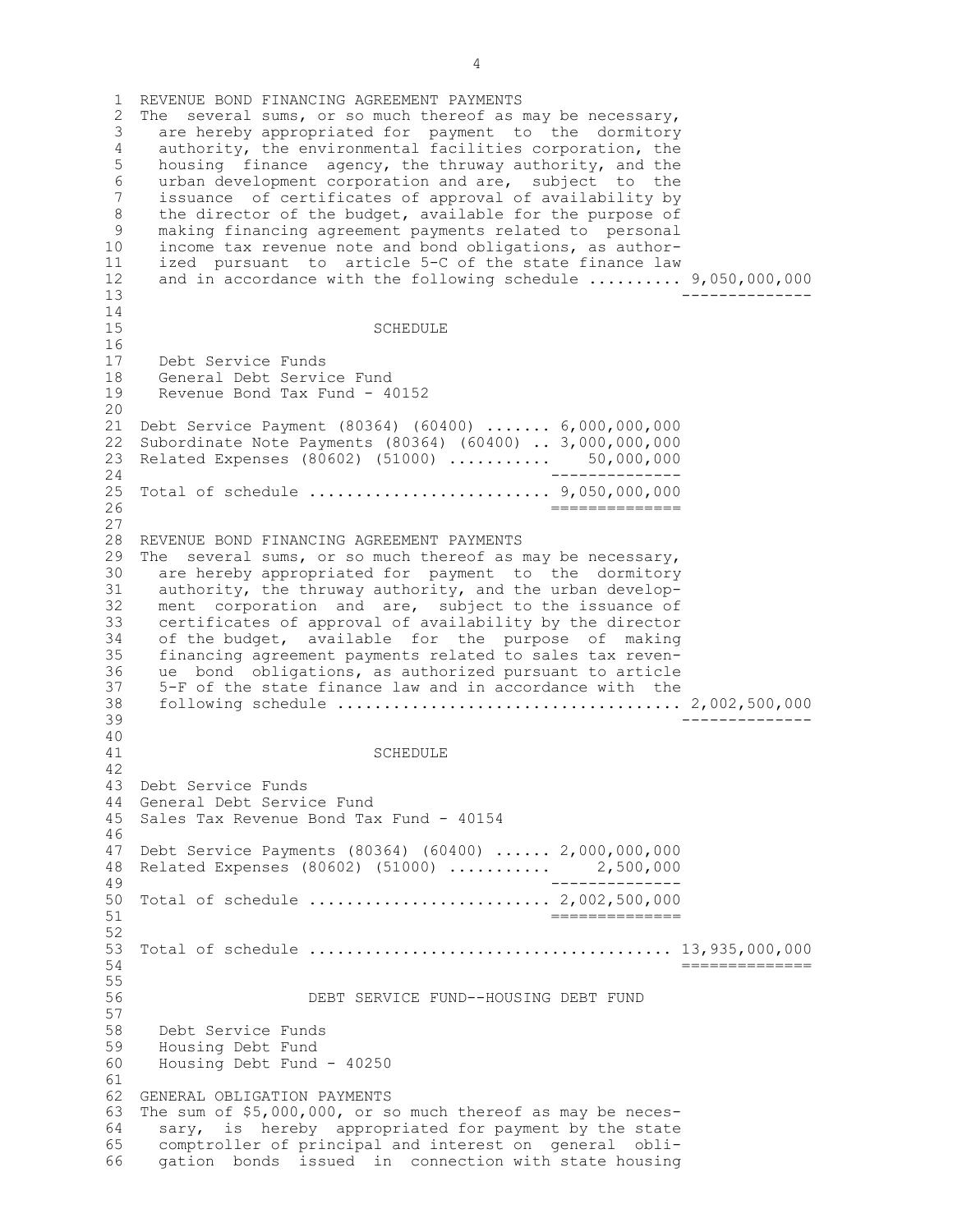REVENUE BOND FINANCING AGREEMENT PAYMENTS

The several sums, or so much thereof as may be necessary, are hereby appropriated for payment to the dormitory authority, the environmental facilities corporation, the housing finance agency, the thruway authority, and the urban development corporation and are, subject to the issuance of certificates of approval of availability by the director of the budget, available for the purpose of making financing agreement payments related to personal income tax revenue note and bond obligations, as authorized pursuant to article 5-C of the state finance law and in accordance with the following schedule .......... 9,050,000,000

SCHEDULE

Debt Service Funds
General Debt Service Fund
Revenue Bond Tax Fund - 40152

| Item | Amount |
|---|---|
| Debt Service Payment (80364) (60400) ....... | 6,000,000,000 |
| Subordinate Note Payments (80364) (60400) .. | 3,000,000,000 |
| Related Expenses (80602) (51000) .......... | 50,000,000 |
| Total of schedule .......................... | 9,050,000,000 |

REVENUE BOND FINANCING AGREEMENT PAYMENTS

The several sums, or so much thereof as may be necessary, are hereby appropriated for payment to the dormitory authority, the thruway authority, and the urban development corporation and are, subject to the issuance of certificates of approval of availability by the director of the budget, available for the purpose of making financing agreement payments related to sales tax revenue bond obligations, as authorized pursuant to article 5-F of the state finance law and in accordance with the following schedule .................................... 2,002,500,000

SCHEDULE

Debt Service Funds
General Debt Service Fund
Sales Tax Revenue Bond Tax Fund - 40154

| Item | Amount |
|---|---|
| Debt Service Payments (80364) (60400) ...... | 2,000,000,000 |
| Related Expenses (80602) (51000) .......... | 2,500,000 |
| Total of schedule .......................... | 2,002,500,000 |

Total of schedule ...................................... 13,935,000,000

## DEBT SERVICE FUND--HOUSING DEBT FUND

Debt Service Funds
Housing Debt Fund
Housing Debt Fund - 40250

GENERAL OBLIGATION PAYMENTS

The sum of $5,000,000, or so much thereof as may be necessary, is hereby appropriated for payment by the state comptroller of principal and interest on general obligation bonds issued in connection with state housing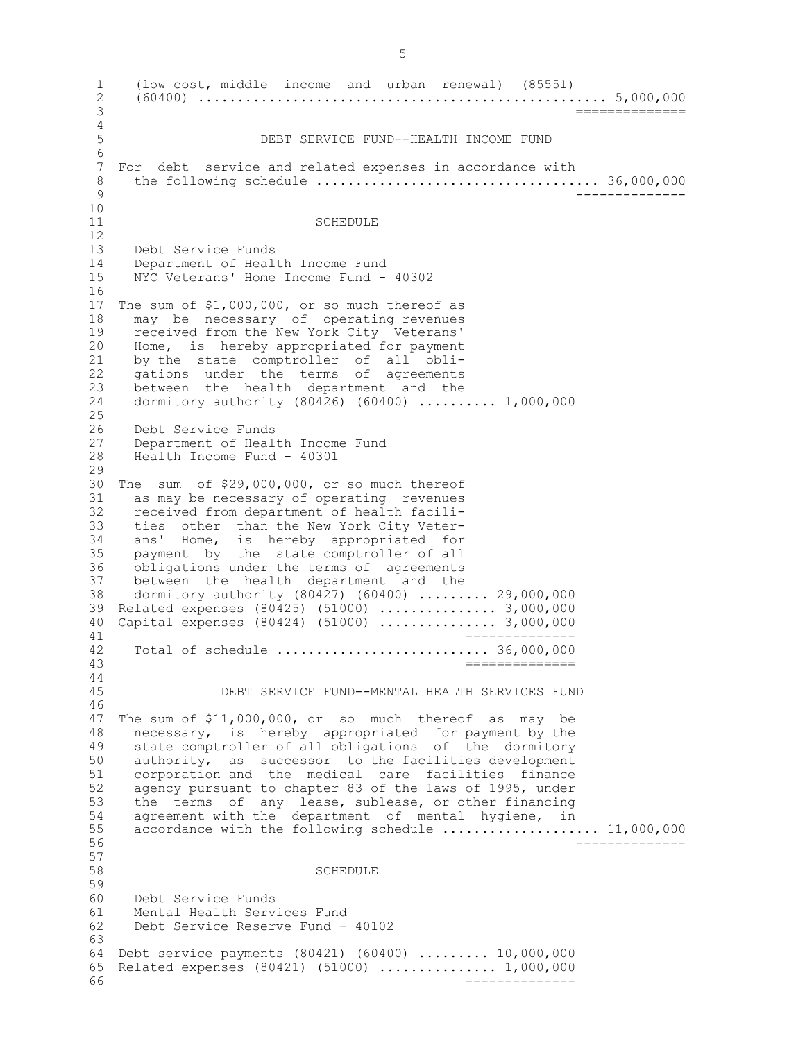(low cost, middle income and urban renewal) (85551) (60400) .................................................. 5,000,000

==============

## DEBT SERVICE FUND--HEALTH INCOME FUND

For debt service and related expenses in accordance with the following schedule .................................... 36,000,000

--------------

### SCHEDULE

Debt Service Funds
Department of Health Income Fund
NYC Veterans' Home Income Fund - 40302

The sum of $1,000,000, or so much thereof as may be necessary of operating revenues received from the New York City Veterans' Home, is hereby appropriated for payment by the state comptroller of all obligations under the terms of agreements between the health department and the dormitory authority (80426) (60400) .......... 1,000,000

Debt Service Funds
Department of Health Income Fund
Health Income Fund - 40301

The sum of $29,000,000, or so much thereof as may be necessary of operating revenues received from department of health facilities other than the New York City Veterans' Home, is hereby appropriated for payment by the state comptroller of all obligations under the terms of agreements between the health department and the dormitory authority (80427) (60400) ......... 29,000,000

Related expenses (80425) (51000) ............... 3,000,000

Capital expenses (80424) (51000) ............... 3,000,000

--------------

Total of schedule ........................... 36,000,000

==============

## DEBT SERVICE FUND--MENTAL HEALTH SERVICES FUND

The sum of $11,000,000, or so much thereof as may be necessary, is hereby appropriated for payment by the state comptroller of all obligations of the dormitory authority, as successor to the facilities development corporation and the medical care facilities finance agency pursuant to chapter 83 of the laws of 1995, under the terms of any lease, sublease, or other financing agreement with the department of mental hygiene, in accordance with the following schedule .................... 11,000,000

--------------

### SCHEDULE

Debt Service Funds
Mental Health Services Fund
Debt Service Reserve Fund - 40102

Debt service payments (80421) (60400) ......... 10,000,000

Related expenses (80421) (51000) ............... 1,000,000

--------------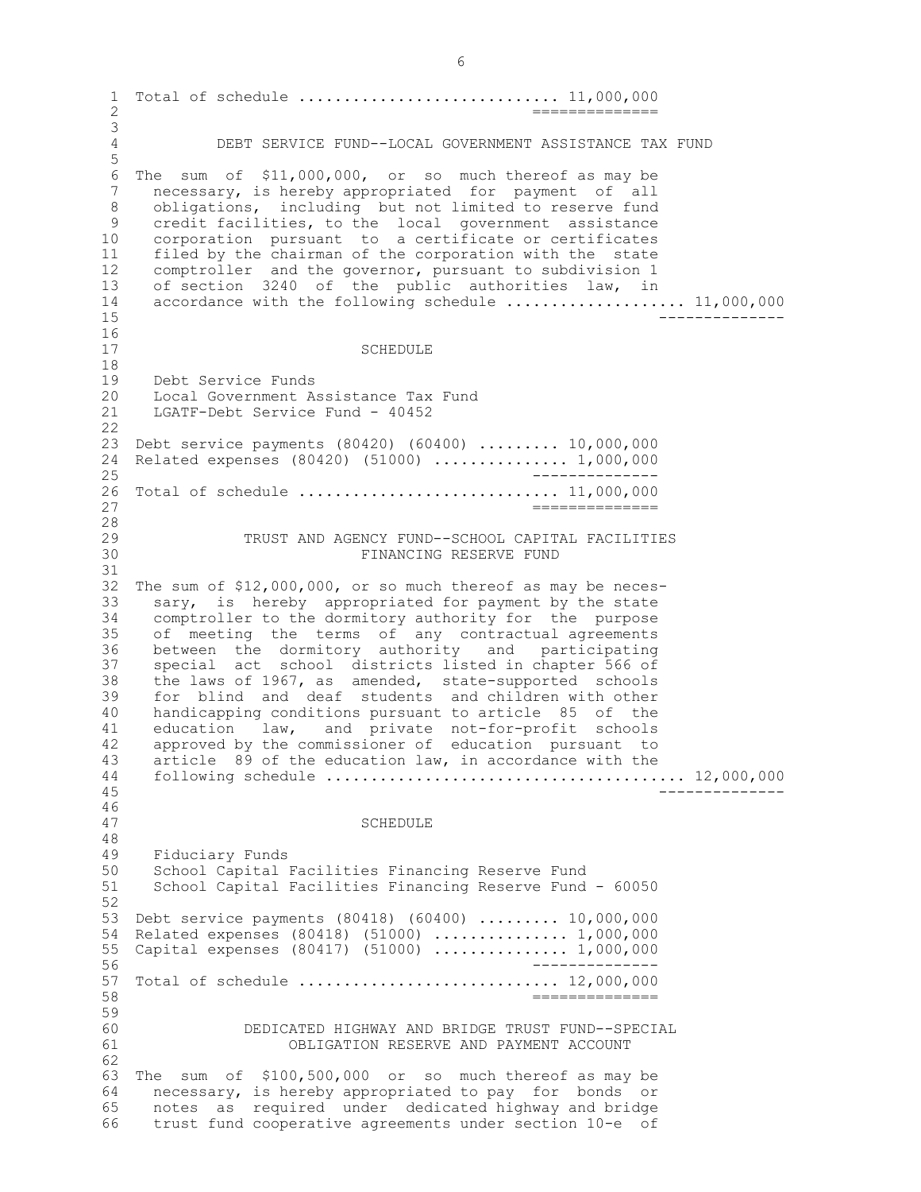Total of schedule ............................ 11,000,000
==============

## DEBT SERVICE FUND--LOCAL GOVERNMENT ASSISTANCE TAX FUND

The sum of $11,000,000, or so much thereof as may be necessary, is hereby appropriated for payment of all obligations, including but not limited to reserve fund credit facilities, to the local government assistance corporation pursuant to a certificate or certificates filed by the chairman of the corporation with the state comptroller and the governor, pursuant to subdivision 1 of section 3240 of the public authorities law, in accordance with the following schedule .................... 11,000,000
--------------

### SCHEDULE

Debt Service Funds
Local Government Assistance Tax Fund
LGATF-Debt Service Fund - 40452

Debt service payments (80420) (60400) ......... 10,000,000
Related expenses (80420) (51000) ............... 1,000,000
--------------
Total of schedule ............................ 11,000,000
==============

## TRUST AND AGENCY FUND--SCHOOL CAPITAL FACILITIES FINANCING RESERVE FUND

The sum of $12,000,000, or so much thereof as may be necessary, is hereby appropriated for payment by the state comptroller to the dormitory authority for the purpose of meeting the terms of any contractual agreements between the dormitory authority and participating special act school districts listed in chapter 566 of the laws of 1967, as amended, state-supported schools for blind and deaf students and children with other handicapping conditions pursuant to article 85 of the education law, and private not-for-profit schools approved by the commissioner of education pursuant to article 89 of the education law, in accordance with the following schedule ........................................ 12,000,000
--------------

### SCHEDULE

Fiduciary Funds
School Capital Facilities Financing Reserve Fund
School Capital Facilities Financing Reserve Fund - 60050

Debt service payments (80418) (60400) ......... 10,000,000
Related expenses (80418) (51000) .............. 1,000,000
Capital expenses (80417) (51000) ............... 1,000,000
--------------
Total of schedule ............................ 12,000,000
==============

## DEDICATED HIGHWAY AND BRIDGE TRUST FUND--SPECIAL OBLIGATION RESERVE AND PAYMENT ACCOUNT

The sum of $100,500,000 or so much thereof as may be necessary, is hereby appropriated to pay for bonds or notes as required under dedicated highway and bridge trust fund cooperative agreements under section 10-e of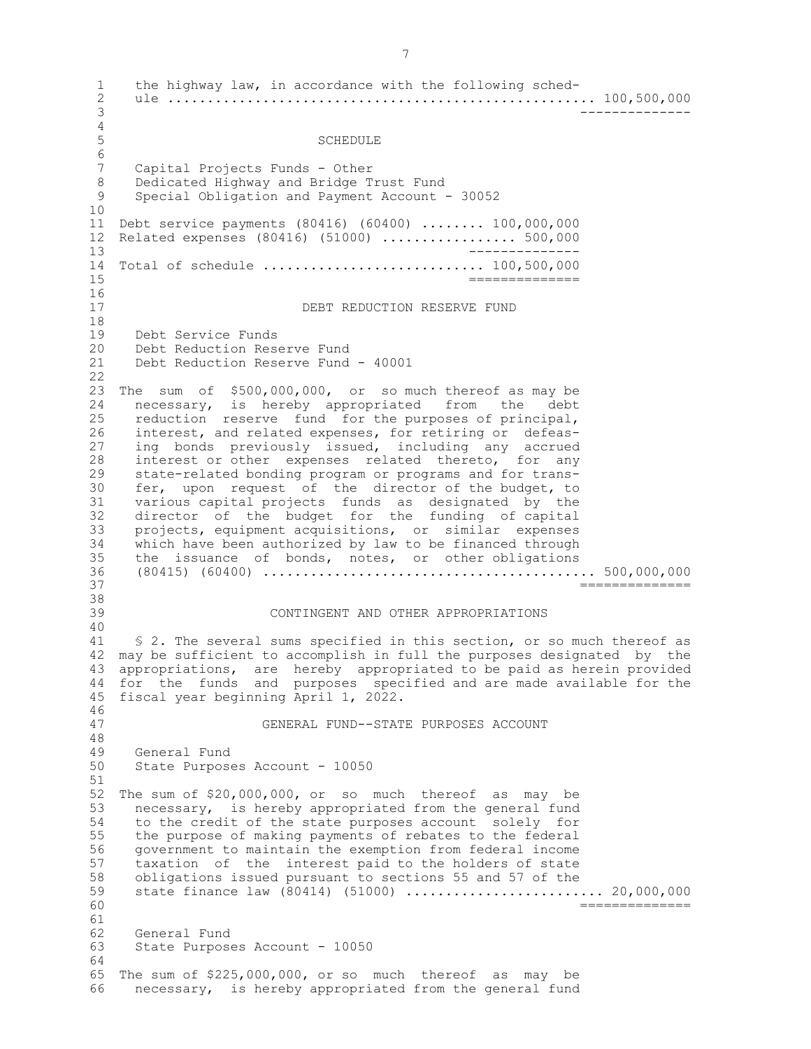the highway law, in accordance with the following schedule ...................................................... 100,500,000

## SCHEDULE

Capital Projects Funds - Other
Dedicated Highway and Bridge Trust Fund
Special Obligation and Payment Account - 30052

| | |
|---|---|
| Debt service payments (80416) (60400) ........ | 100,000,000 |
| Related expenses (80416) (51000) ................. | 500,000 |
| Total of schedule ........................... | 100,500,000 |

## DEBT REDUCTION RESERVE FUND

Debt Service Funds
Debt Reduction Reserve Fund
Debt Reduction Reserve Fund - 40001

The sum of $500,000,000, or so much thereof as may be necessary, is hereby appropriated from the debt reduction reserve fund for the purposes of principal, interest, and related expenses, for retiring or defeasing bonds previously issued, including any accrued interest or other expenses related thereto, for any state-related bonding program or programs and for transfer, upon request of the director of the budget, to various capital projects funds as designated by the director of the budget for the funding of capital projects, equipment acquisitions, or similar expenses which have been authorized by law to be financed through the issuance of bonds, notes, or other obligations (80415) (60400) ......................................... 500,000,000

## CONTINGENT AND OTHER APPROPRIATIONS

§ 2. The several sums specified in this section, or so much thereof as may be sufficient to accomplish in full the purposes designated by the appropriations, are hereby appropriated to be paid as herein provided for the funds and purposes specified and are made available for the fiscal year beginning April 1, 2022.

## GENERAL FUND--STATE PURPOSES ACCOUNT

General Fund
State Purposes Account - 10050

The sum of $20,000,000, or so much thereof as may be necessary, is hereby appropriated from the general fund to the credit of the state purposes account solely for the purpose of making payments of rebates to the federal government to maintain the exemption from federal income taxation of the interest paid to the holders of state obligations issued pursuant to sections 55 and 57 of the state finance law (80414) (51000) ........................ 20,000,000

General Fund
State Purposes Account - 10050

The sum of $225,000,000, or so much thereof as may be necessary, is hereby appropriated from the general fund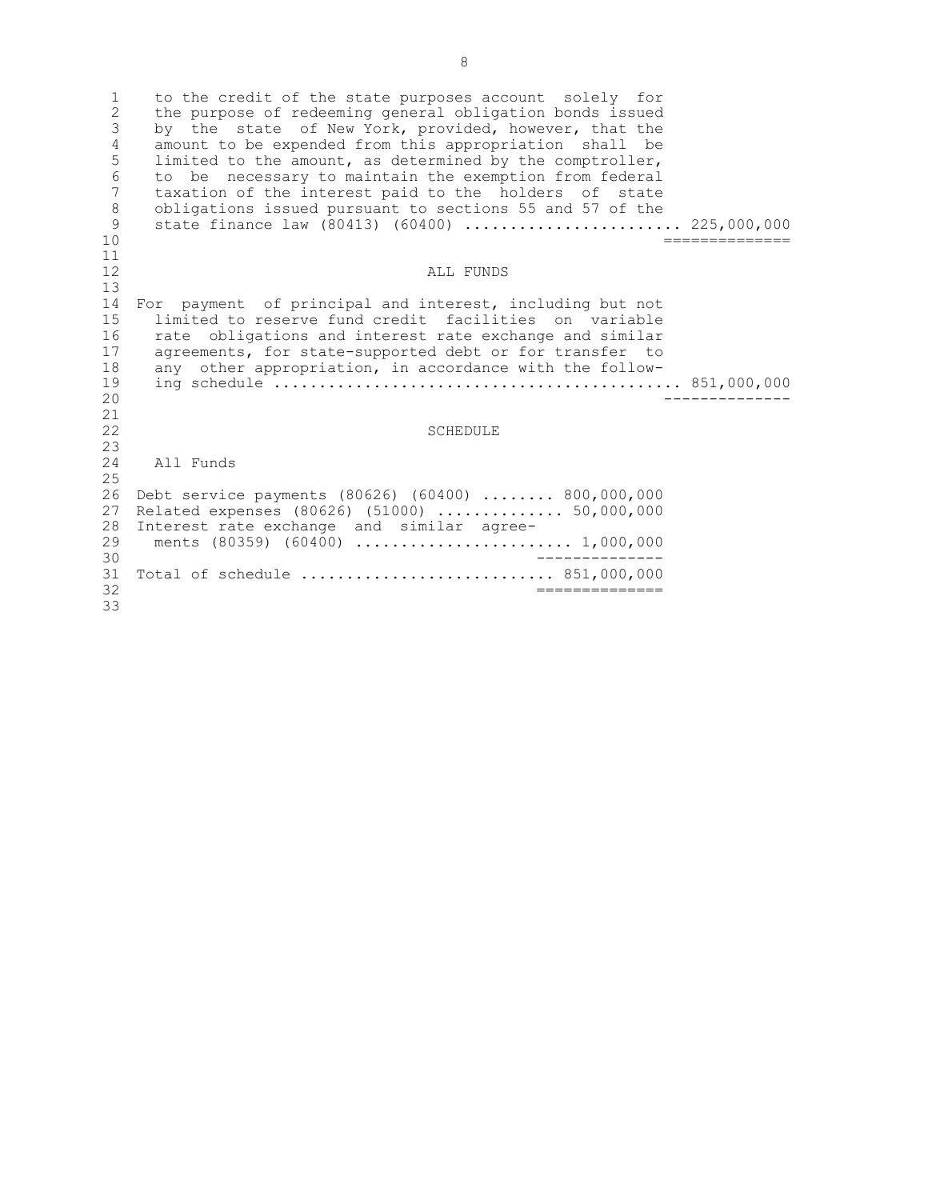to the credit of the state purposes account solely for the purpose of redeeming general obligation bonds issued by the state of New York, provided, however, that the amount to be expended from this appropriation shall be limited to the amount, as determined by the comptroller, to be necessary to maintain the exemption from federal taxation of the interest paid to the holders of state obligations issued pursuant to sections 55 and 57 of the state finance law (80413) (60400) ........................ 225,000,000

==============

ALL FUNDS

For payment of principal and interest, including but not limited to reserve fund credit facilities on variable rate obligations and interest rate exchange and similar agreements, for state-supported debt or for transfer to any other appropriation, in accordance with the following schedule ............................................. 851,000,000

--------------

SCHEDULE

All Funds

| | |
|---|---|
| Debt service payments (80626) (60400) ........ | 800,000,000 |
| Related expenses (80626) (51000) .............. | 50,000,000 |
| Interest rate exchange and similar agreements (80359) (60400) ........................ | 1,000,000 |
| Total of schedule ............................ | 851,000,000 |